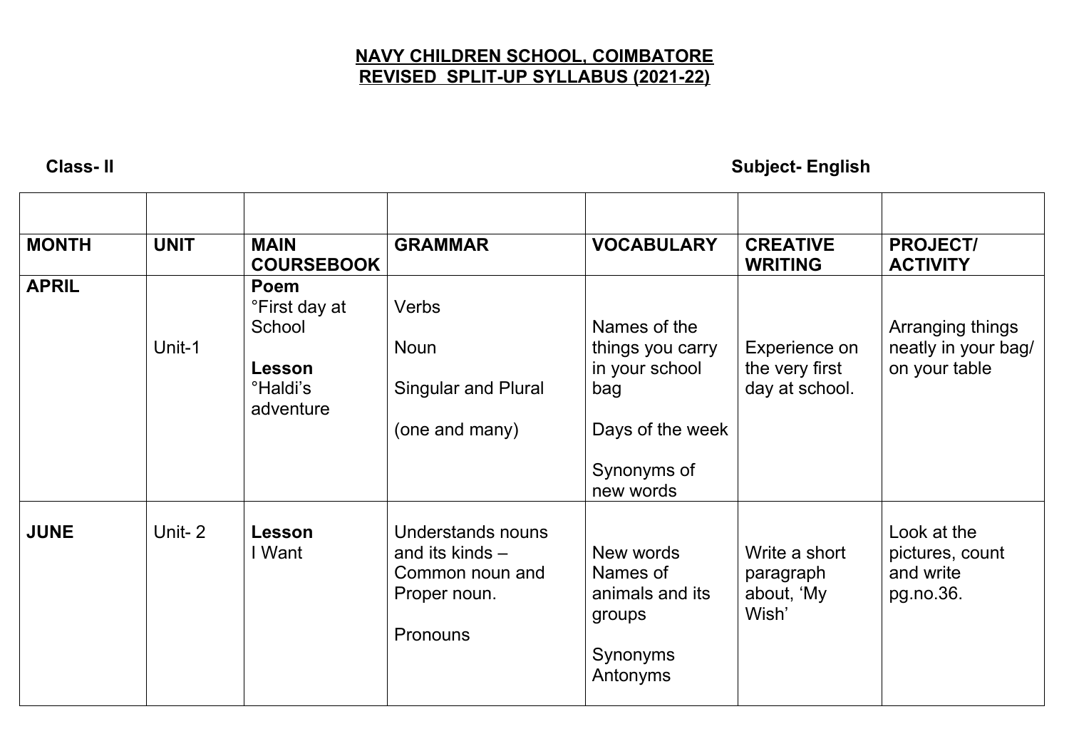**NAVY CHILDREN SCHOOL, COIMBATORE**
**REVISED SPLIT-UP SYLLABUS (2021-22)**

**Class- II** **Subject- English**

| | | | | | | |
|---|---|---|---|---|---|---|
| **MONTH** | **UNIT** | **MAIN COURSEBOOK** | **GRAMMAR** | **VOCABULARY** | **CREATIVE WRITING** | **PROJECT/ ACTIVITY** |
| **APRIL** | Unit-1 | **Poem** °First day at School<br><br>**Lesson** °Haldi's adventure | Verbs<br><br>Noun<br><br>Singular and Plural<br><br>(one and many) | Names of the things you carry in your school bag<br><br>Days of the week<br><br>Synonyms of new words | Experience on the very first day at school. | Arranging things neatly in your bag/ on your table |
| **JUNE** | Unit- 2 | **Lesson** I Want | Understands nouns and its kinds – Common noun and Proper noun.<br><br>Pronouns | New words Names of animals and its groups<br><br>Synonyms Antonyms | Write a short paragraph about, 'My Wish' | Look at the pictures, count and write pg.no.36. |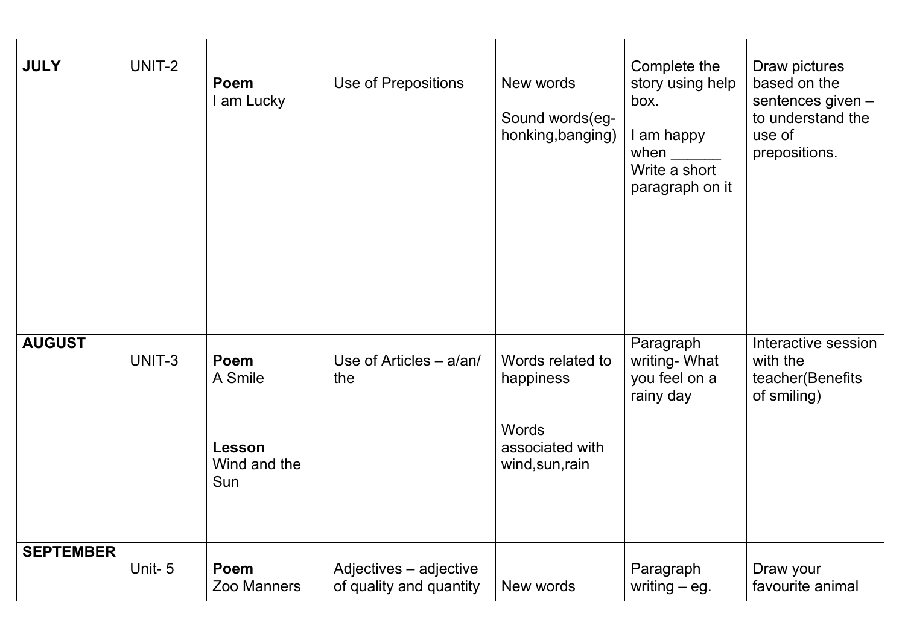| | | | | | | |
|---|---|---|---|---|---|---|
| **JULY** | UNIT-2 | **Poem**<br>I am Lucky | Use of Prepositions | New words<br><br>Sound words(eg-honking,banging) | Complete the story using help box.<br><br>I am happy when ______ Write a short paragraph on it | Draw pictures based on the sentences given – to understand the use of prepositions. |
| **AUGUST** | UNIT-3 | **Poem**<br>A Smile<br><br>**Lesson**<br>Wind and the Sun | Use of Articles – a/an/ the | Words related to happiness<br><br>Words associated with wind,sun,rain | Paragraph writing- What you feel on a rainy day | Interactive session with the teacher(Benefits of smiling) |
| **SEPTEMBER** | Unit- 5 | **Poem**<br>Zoo Manners | Adjectives – adjective of quality and quantity | New words | Paragraph writing – eg. | Draw your favourite animal |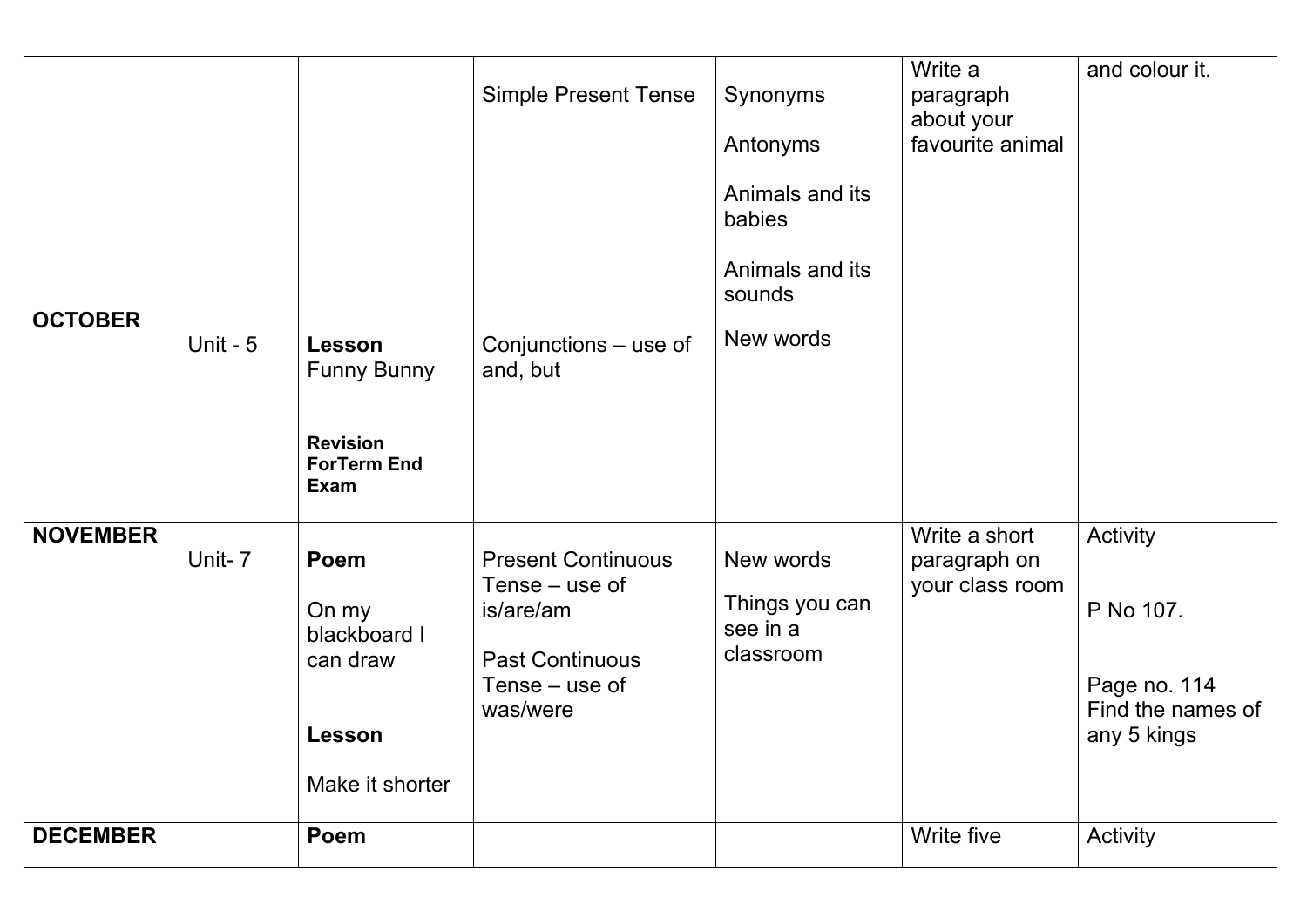| | | | | | | |
|---|---|---|---|---|---|---|
| | | | Simple Present Tense | Synonyms<br><br>Antonyms<br><br>Animals and its babies<br><br>Animals and its sounds | Write a paragraph about your favourite animal | and colour it. |
| **OCTOBER** | Unit - 5 | **Lesson**<br>Funny Bunny<br><br>**Revision ForTerm End Exam** | Conjunctions – use of and, but | New words | | |
| **NOVEMBER** | Unit- 7 | **Poem**<br><br>On my blackboard I can draw<br><br>**Lesson**<br><br>Make it shorter | Present Continuous Tense – use of is/are/am<br><br>Past Continuous Tense – use of was/were | New words<br><br>Things you can see in a classroom | Write a short paragraph on your class room | Activity<br><br>P No 107.<br><br>Page no. 114 Find the names of any 5 kings |
| **DECEMBER** | | **Poem** | | | Write five | Activity |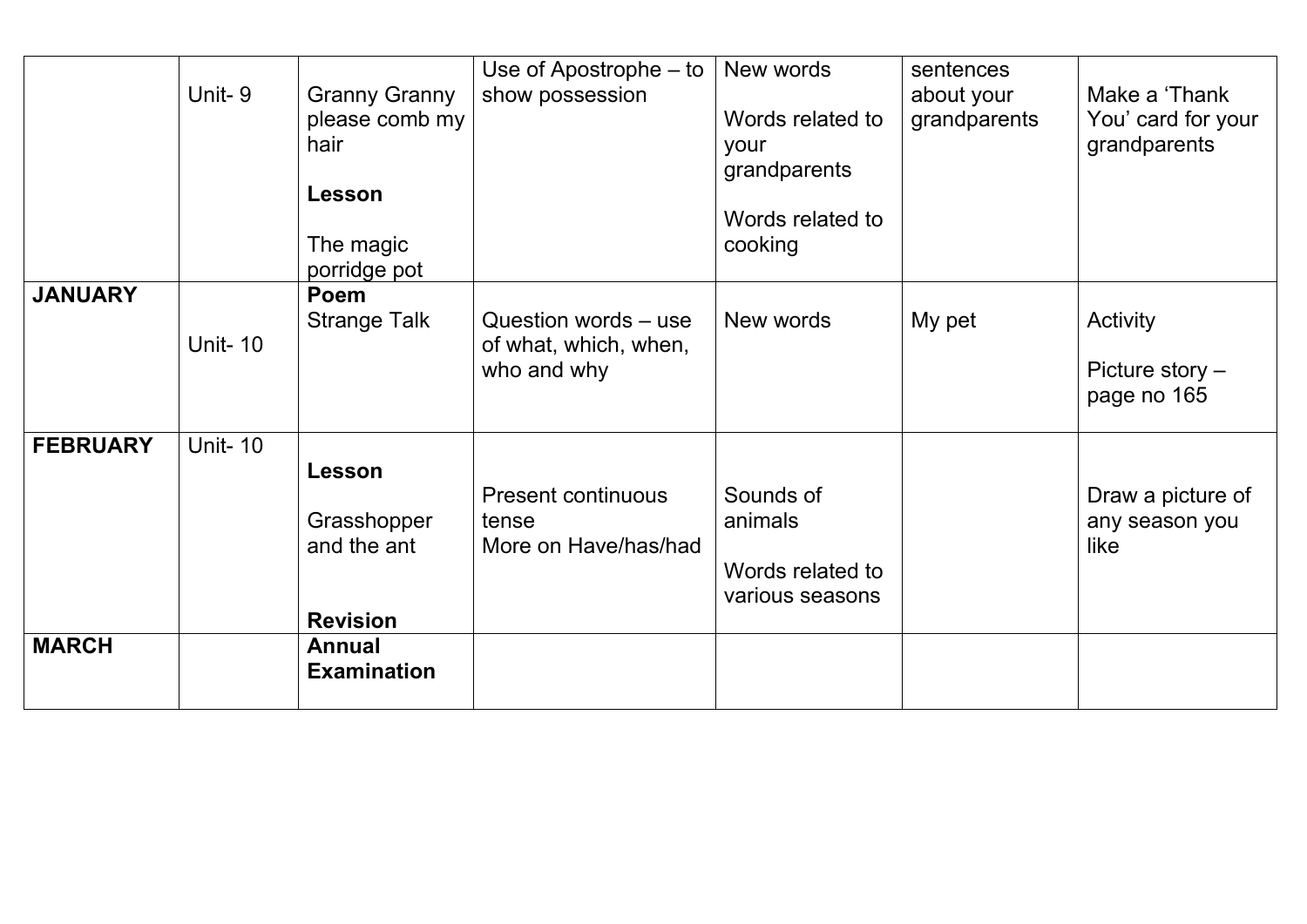| | | | | | | |
|---|---|---|---|---|---|---|
| | Unit- 9 | Granny Granny please comb my hair<br><br>**Lesson**<br><br>The magic porridge pot | Use of Apostrophe – to show possession | New words<br><br>Words related to your grandparents<br><br>Words related to cooking | sentences about your grandparents | Make a 'Thank You' card for your grandparents |
| **JANUARY** | Unit- 10 | **Poem**<br>Strange Talk | Question words – use of what, which, when, who and why | New words | My pet | Activity<br><br>Picture story – page no 165 |
| **FEBRUARY** | Unit- 10 | **Lesson**<br><br>Grasshopper and the ant<br><br>**Revision** | Present continuous tense<br>More on Have/has/had | Sounds of animals<br><br>Words related to various seasons | | Draw a picture of any season you like |
| **MARCH** | | **Annual Examination** | | | | |